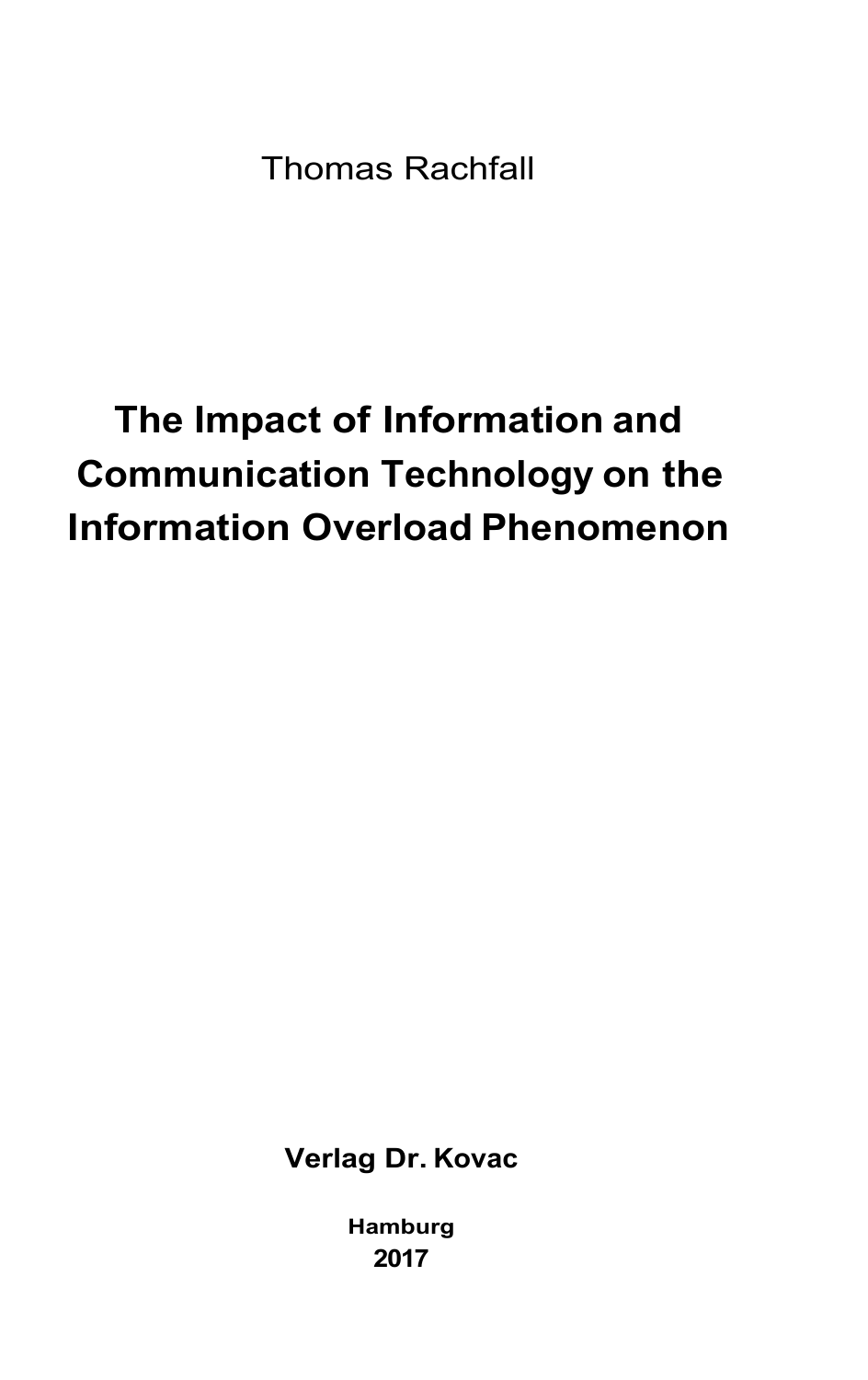Thomas Rachfall

# The Impact of Information and Communication Technology on the Information Overload Phenomenon

**Verlag Dr. Kovac**

**Hamburg**
**2017**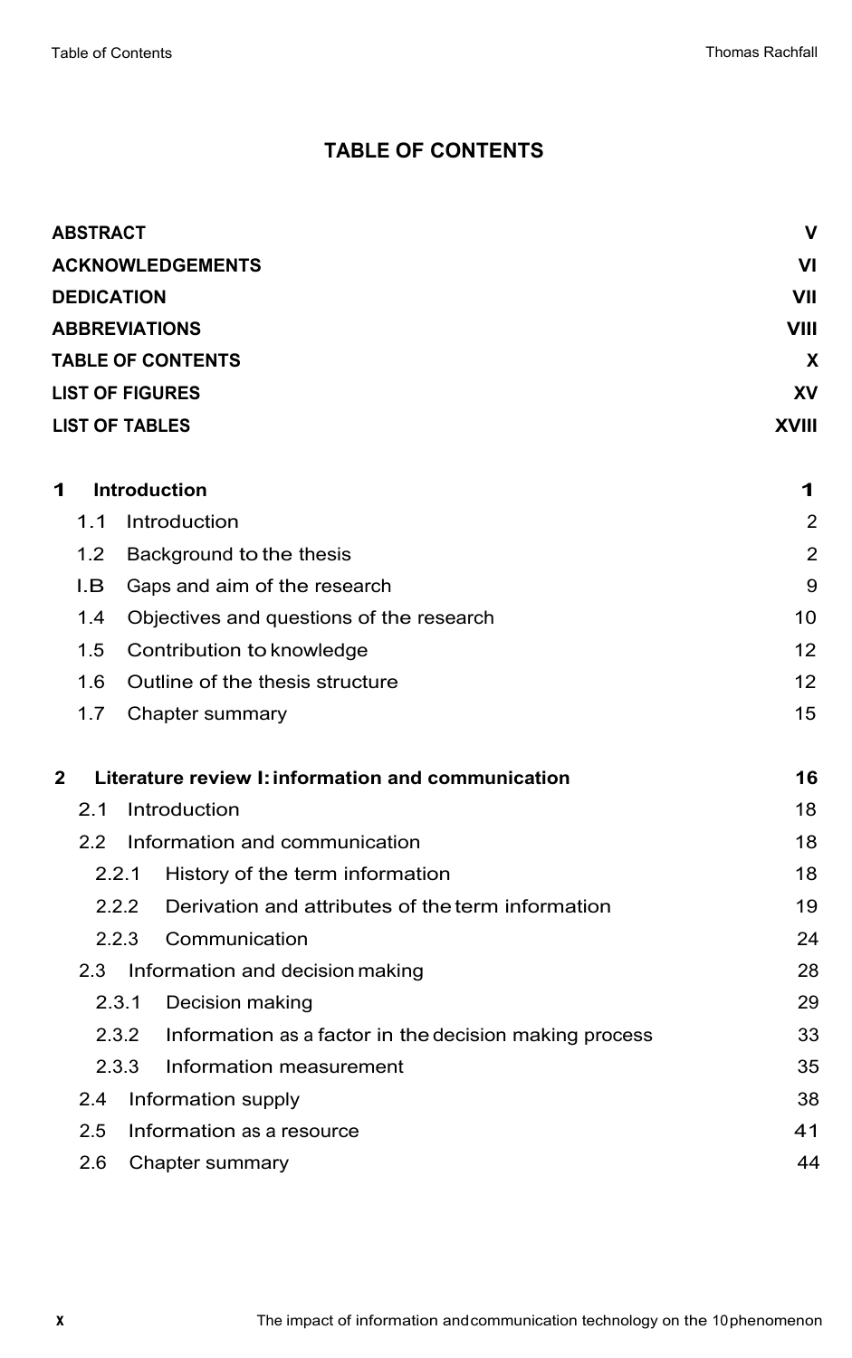# TABLE OF CONTENTS

| | |
|---|---|
| **ABSTRACT** | **V** |
| **ACKNOWLEDGEMENTS** | **VI** |
| **DEDICATION** | **VII** |
| **ABBREVIATIONS** | **VIII** |
| **TABLE OF CONTENTS** | **X** |
| **LIST OF FIGURES** | **XV** |
| **LIST OF TABLES** | **XVIII** |
| | |
| **1 Introduction** | **1** |
| 1.1 Introduction | 2 |
| 1.2 Background to the thesis | 2 |
| I.B Gaps and aim of the research | 9 |
| 1.4 Objectives and questions of the research | 10 |
| 1.5 Contribution to knowledge | 12 |
| 1.6 Outline of the thesis structure | 12 |
| 1.7 Chapter summary | 15 |
| | |
| **2 Literature review I: information and communication** | **16** |
| 2.1 Introduction | 18 |
| 2.2 Information and communication | 18 |
| 2.2.1 History of the term information | 18 |
| 2.2.2 Derivation and attributes of the term information | 19 |
| 2.2.3 Communication | 24 |
| 2.3 Information and decision making | 28 |
| 2.3.1 Decision making | 29 |
| 2.3.2 Information as a factor in the decision making process | 33 |
| 2.3.3 Information measurement | 35 |
| 2.4 Information supply | 38 |
| 2.5 Information as a resource | 41 |
| 2.6 Chapter summary | 44 |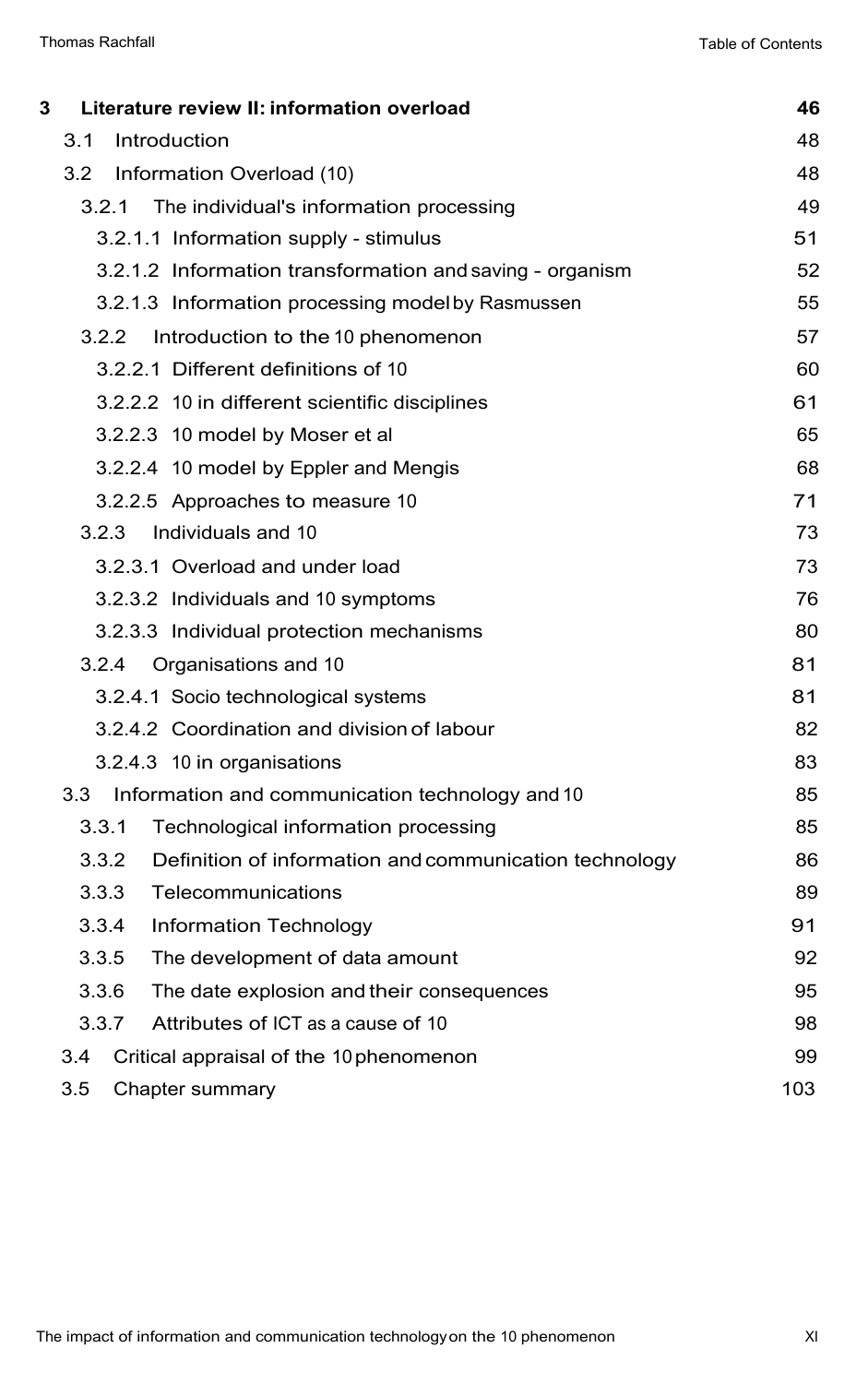| | | |
|---|---|---|
| **3** | **Literature review II: information overload** | **46** |
| 3.1 | Introduction | 48 |
| 3.2 | Information Overload (10) | 48 |
| 3.2.1 | The individual's information processing | 49 |
| 3.2.1.1 | Information supply - stimulus | 51 |
| 3.2.1.2 | Information transformation and saving - organism | 52 |
| 3.2.1.3 | Information processing model by Rasmussen | 55 |
| 3.2.2 | Introduction to the 10 phenomenon | 57 |
| 3.2.2.1 | Different definitions of 10 | 60 |
| 3.2.2.2 | 10 in different scientific disciplines | 61 |
| 3.2.2.3 | 10 model by Moser et al | 65 |
| 3.2.2.4 | 10 model by Eppler and Mengis | 68 |
| 3.2.2.5 | Approaches to measure 10 | 71 |
| 3.2.3 | Individuals and 10 | 73 |
| 3.2.3.1 | Overload and under load | 73 |
| 3.2.3.2 | Individuals and 10 symptoms | 76 |
| 3.2.3.3 | Individual protection mechanisms | 80 |
| 3.2.4 | Organisations and 10 | 81 |
| 3.2.4.1 | Socio technological systems | 81 |
| 3.2.4.2 | Coordination and division of labour | 82 |
| 3.2.4.3 | 10 in organisations | 83 |
| 3.3 | Information and communication technology and 10 | 85 |
| 3.3.1 | Technological information processing | 85 |
| 3.3.2 | Definition of information and communication technology | 86 |
| 3.3.3 | Telecommunications | 89 |
| 3.3.4 | Information Technology | 91 |
| 3.3.5 | The development of data amount | 92 |
| 3.3.6 | The date explosion and their consequences | 95 |
| 3.3.7 | Attributes of ICT as a cause of 10 | 98 |
| 3.4 | Critical appraisal of the 10 phenomenon | 99 |
| 3.5 | Chapter summary | 103 |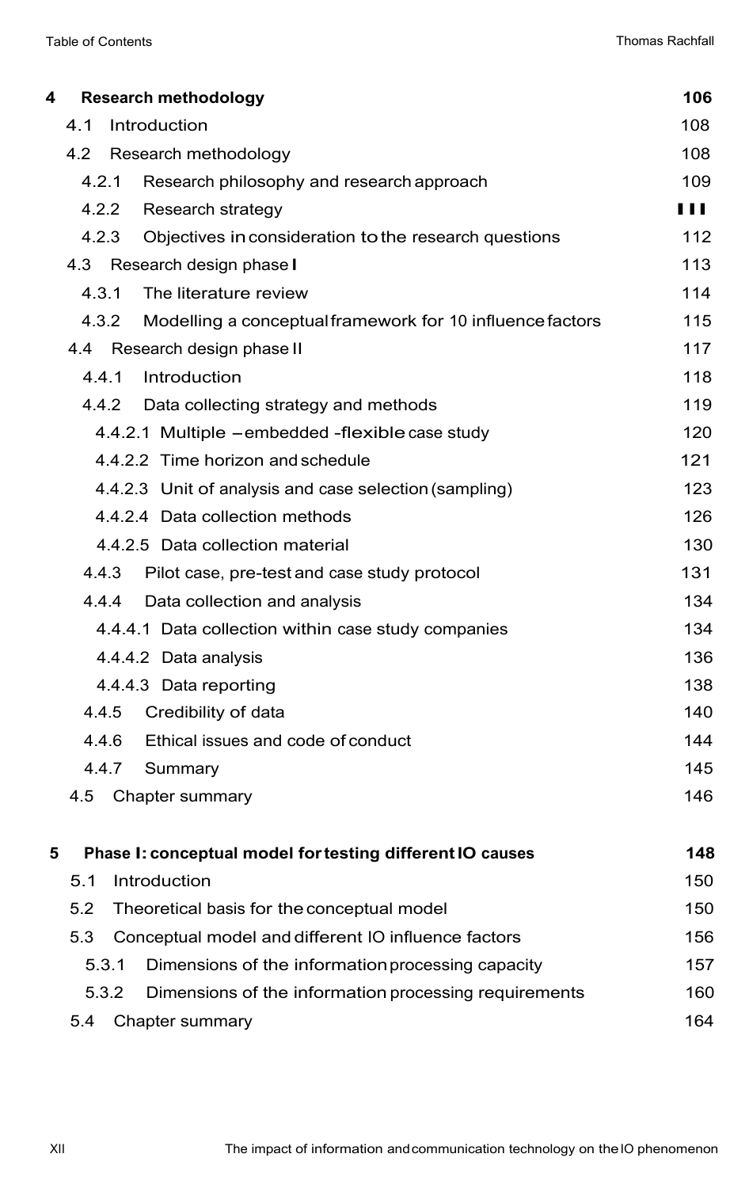| | | |
|---|---|---|
| **4** | **Research methodology** | **106** |
| 4.1 | Introduction | 108 |
| 4.2 | Research methodology | 108 |
| 4.2.1 | Research philosophy and research approach | 109 |
| 4.2.2 | Research strategy | 111 |
| 4.2.3 | Objectives in consideration to the research questions | 112 |
| 4.3 | Research design phase I | 113 |
| 4.3.1 | The literature review | 114 |
| 4.3.2 | Modelling a conceptual framework for 10 influence factors | 115 |
| 4.4 | Research design phase II | 117 |
| 4.4.1 | Introduction | 118 |
| 4.4.2 | Data collecting strategy and methods | 119 |
| 4.4.2.1 | Multiple – embedded - flexible case study | 120 |
| 4.4.2.2 | Time horizon and schedule | 121 |
| 4.4.2.3 | Unit of analysis and case selection (sampling) | 123 |
| 4.4.2.4 | Data collection methods | 126 |
| 4.4.2.5 | Data collection material | 130 |
| 4.4.3 | Pilot case, pre-test and case study protocol | 131 |
| 4.4.4 | Data collection and analysis | 134 |
| 4.4.4.1 | Data collection within case study companies | 134 |
| 4.4.4.2 | Data analysis | 136 |
| 4.4.4.3 | Data reporting | 138 |
| 4.4.5 | Credibility of data | 140 |
| 4.4.6 | Ethical issues and code of conduct | 144 |
| 4.4.7 | Summary | 145 |
| 4.5 | Chapter summary | 146 |
| **5** | **Phase I: conceptual model for testing different IO causes** | **148** |
| 5.1 | Introduction | 150 |
| 5.2 | Theoretical basis for the conceptual model | 150 |
| 5.3 | Conceptual model and different IO influence factors | 156 |
| 5.3.1 | Dimensions of the information processing capacity | 157 |
| 5.3.2 | Dimensions of the information processing requirements | 160 |
| 5.4 | Chapter summary | 164 |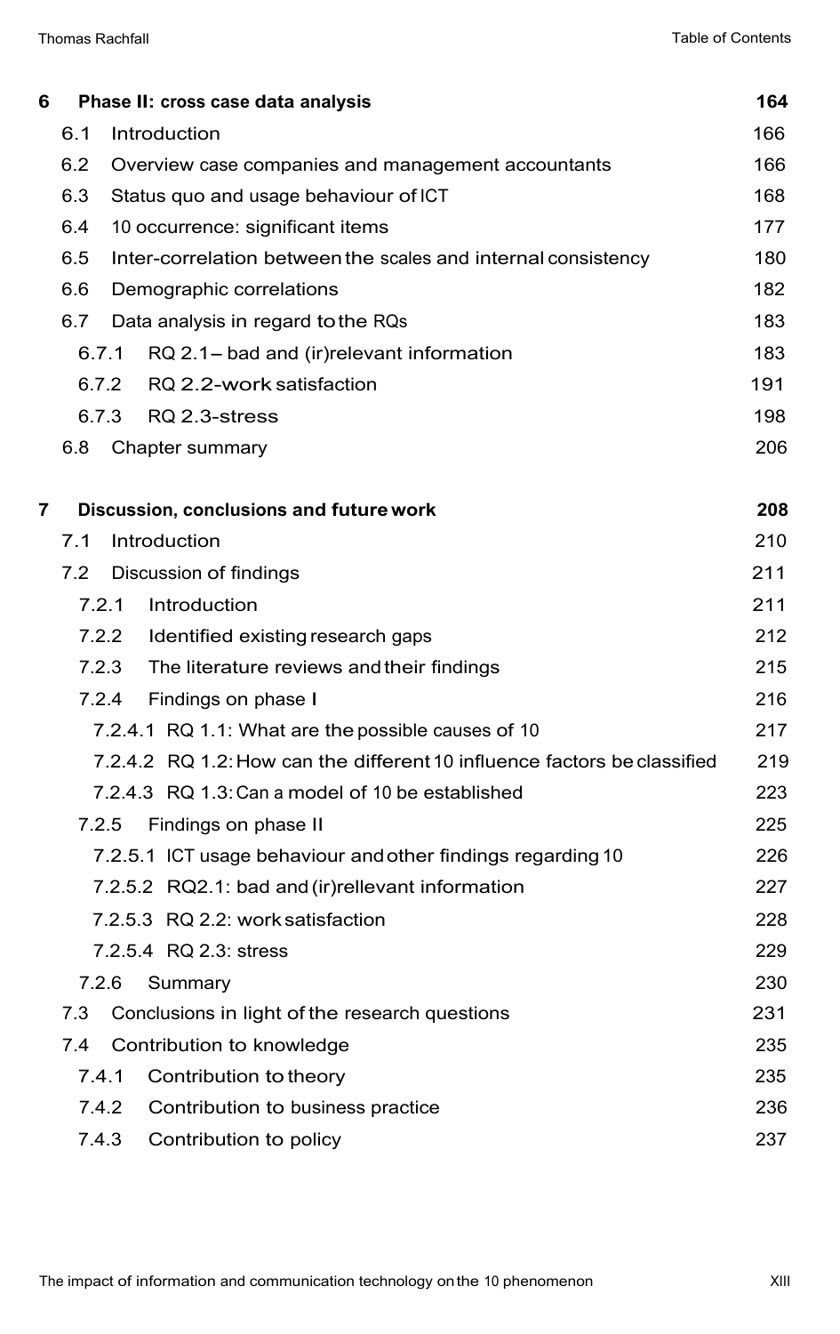| | | |
|---|---|---|
| **6** | **Phase II: cross case data analysis** | **164** |
| 6.1 | Introduction | 166 |
| 6.2 | Overview case companies and management accountants | 166 |
| 6.3 | Status quo and usage behaviour of ICT | 168 |
| 6.4 | 10 occurrence: significant items | 177 |
| 6.5 | Inter-correlation between the scales and internal consistency | 180 |
| 6.6 | Demographic correlations | 182 |
| 6.7 | Data analysis in regard to the RQs | 183 |
| 6.7.1 | RQ 2.1– bad and (ir)relevant information | 183 |
| 6.7.2 | RQ 2.2-work satisfaction | 191 |
| 6.7.3 | RQ 2.3-stress | 198 |
| 6.8 | Chapter summary | 206 |
| **7** | **Discussion, conclusions and future work** | **208** |
| 7.1 | Introduction | 210 |
| 7.2 | Discussion of findings | 211 |
| 7.2.1 | Introduction | 211 |
| 7.2.2 | Identified existing research gaps | 212 |
| 7.2.3 | The literature reviews and their findings | 215 |
| 7.2.4 | Findings on phase I | 216 |
| 7.2.4.1 | RQ 1.1: What are the possible causes of 10 | 217 |
| 7.2.4.2 | RQ 1.2: How can the different 10 influence factors be classified | 219 |
| 7.2.4.3 | RQ 1.3: Can a model of 10 be established | 223 |
| 7.2.5 | Findings on phase II | 225 |
| 7.2.5.1 | ICT usage behaviour and other findings regarding 10 | 226 |
| 7.2.5.2 | RQ2.1: bad and (ir)rellevant information | 227 |
| 7.2.5.3 | RQ 2.2: work satisfaction | 228 |
| 7.2.5.4 | RQ 2.3: stress | 229 |
| 7.2.6 | Summary | 230 |
| 7.3 | Conclusions in light of the research questions | 231 |
| 7.4 | Contribution to knowledge | 235 |
| 7.4.1 | Contribution to theory | 235 |
| 7.4.2 | Contribution to business practice | 236 |
| 7.4.3 | Contribution to policy | 237 |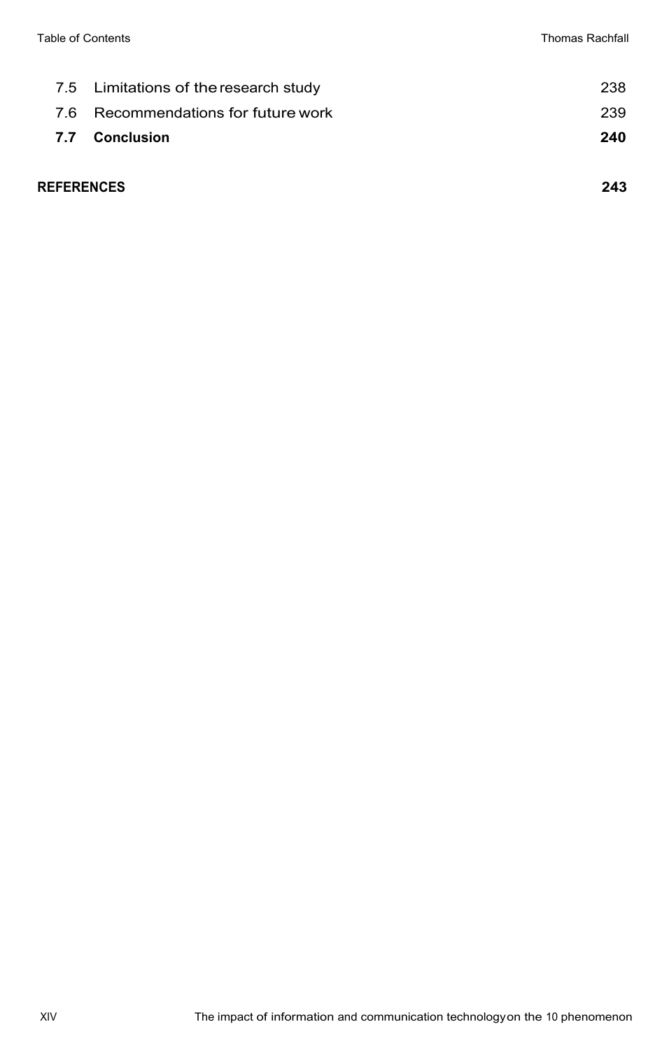| | | |
|---|---|---|
| 7.5 | Limitations of the research study | 238 |
| 7.6 | Recommendations for future work | 239 |
| **7.7** | **Conclusion** | **240** |

**REFERENCES** **243**